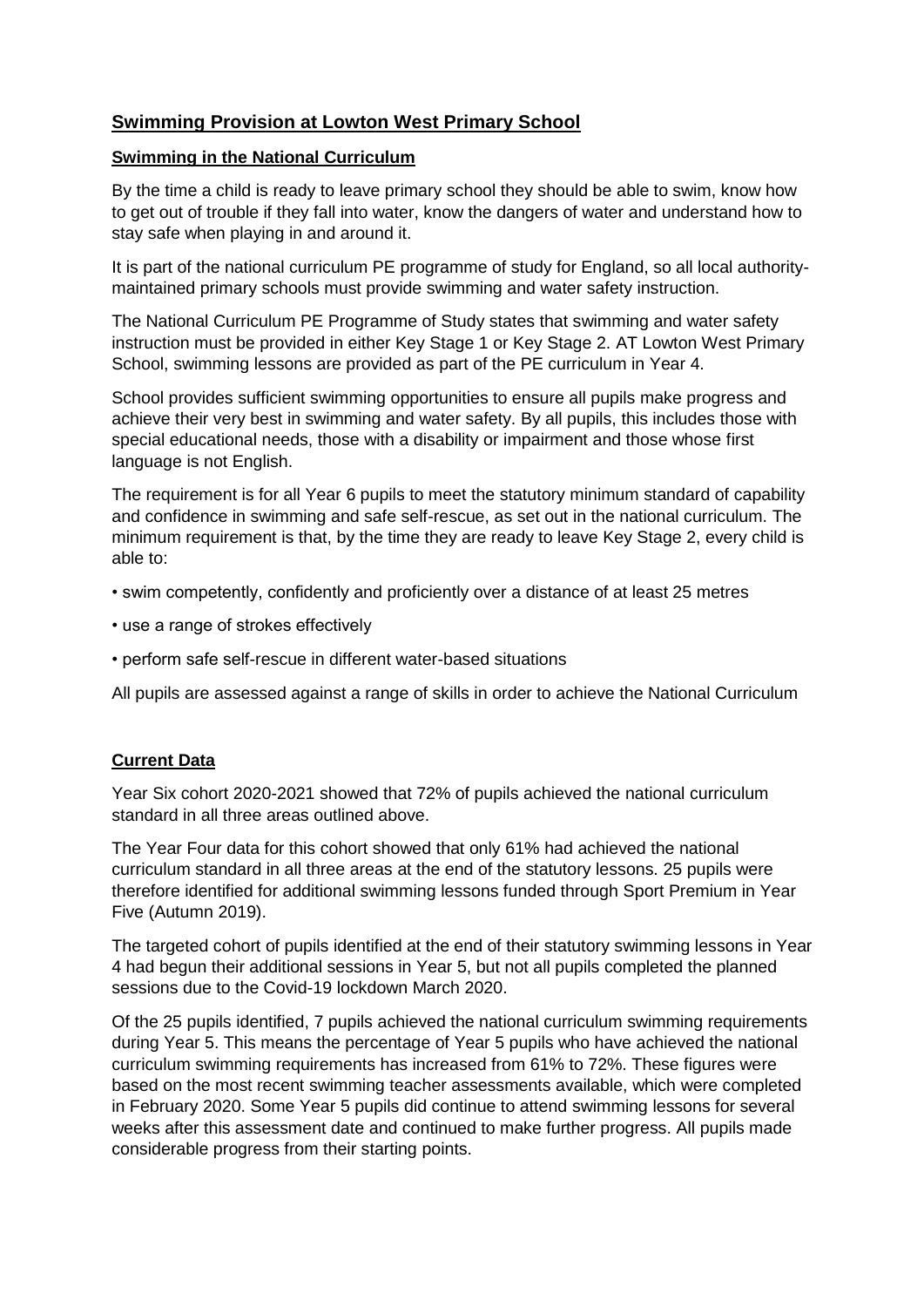## Swimming Provision at Lowton West Primary School

### Swimming in the National Curriculum

By the time a child is ready to leave primary school they should be able to swim, know how to get out of trouble if they fall into water, know the dangers of water and understand how to stay safe when playing in and around it.

It is part of the national curriculum PE programme of study for England, so all local authority-maintained primary schools must provide swimming and water safety instruction.

The National Curriculum PE Programme of Study states that swimming and water safety instruction must be provided in either Key Stage 1 or Key Stage 2. AT Lowton West Primary School, swimming lessons are provided as part of the PE curriculum in Year 4.

School provides sufficient swimming opportunities to ensure all pupils make progress and achieve their very best in swimming and water safety. By all pupils, this includes those with special educational needs, those with a disability or impairment and those whose first language is not English.

The requirement is for all Year 6 pupils to meet the statutory minimum standard of capability and confidence in swimming and safe self-rescue, as set out in the national curriculum. The minimum requirement is that, by the time they are ready to leave Key Stage 2, every child is able to:

- swim competently, confidently and proficiently over a distance of at least 25 metres
- use a range of strokes effectively
- perform safe self-rescue in different water-based situations

All pupils are assessed against a range of skills in order to achieve the National Curriculum

### Current Data

Year Six cohort 2020-2021 showed that 72% of pupils achieved the national curriculum standard in all three areas outlined above.

The Year Four data for this cohort showed that only 61% had achieved the national curriculum standard in all three areas at the end of the statutory lessons. 25 pupils were therefore identified for additional swimming lessons funded through Sport Premium in Year Five (Autumn 2019).

The targeted cohort of pupils identified at the end of their statutory swimming lessons in Year 4 had begun their additional sessions in Year 5, but not all pupils completed the planned sessions due to the Covid-19 lockdown March 2020.

Of the 25 pupils identified, 7 pupils achieved the national curriculum swimming requirements during Year 5. This means the percentage of Year 5 pupils who have achieved the national curriculum swimming requirements has increased from 61% to 72%. These figures were based on the most recent swimming teacher assessments available, which were completed in February 2020. Some Year 5 pupils did continue to attend swimming lessons for several weeks after this assessment date and continued to make further progress. All pupils made considerable progress from their starting points.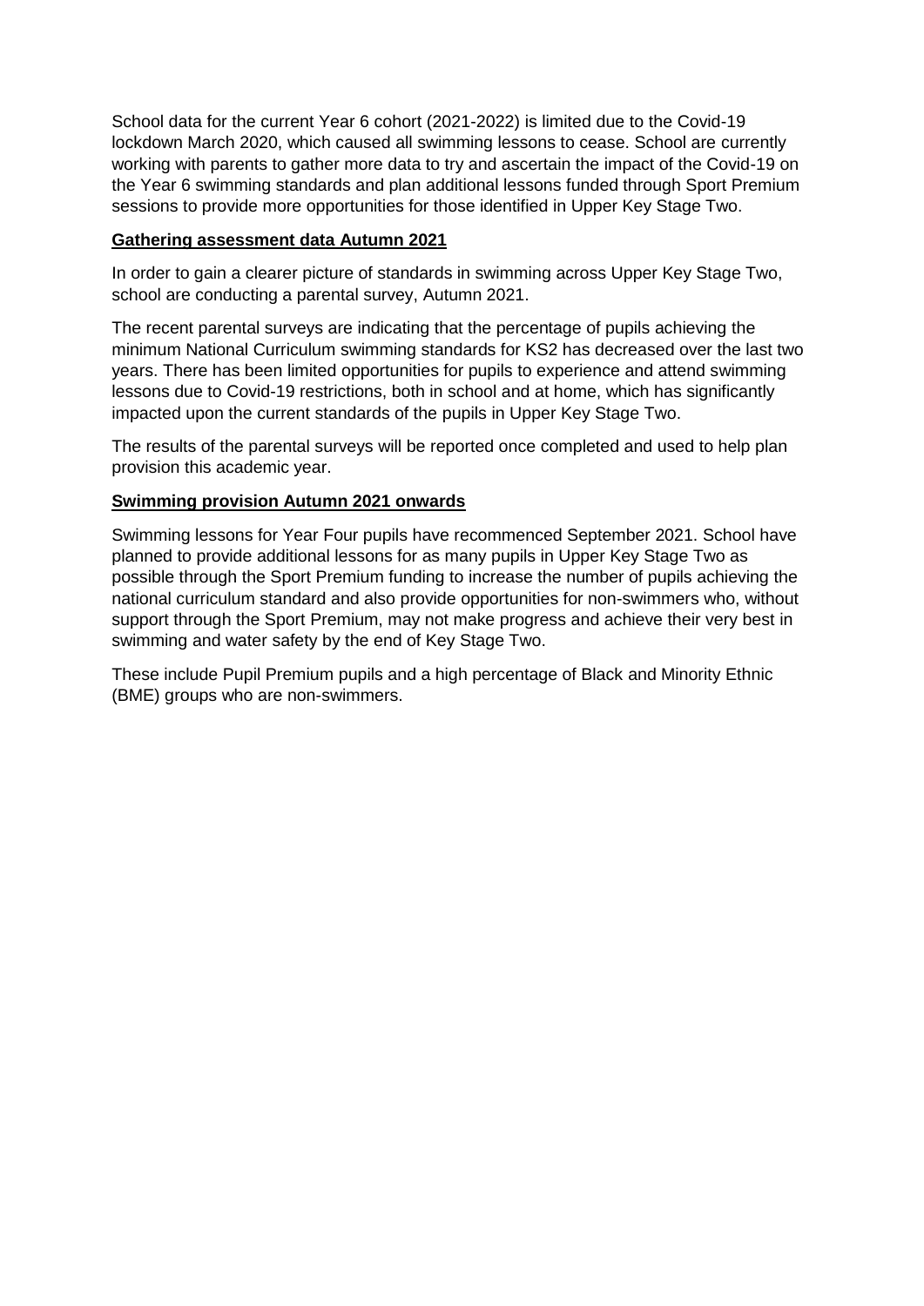School data for the current Year 6 cohort (2021-2022) is limited due to the Covid-19 lockdown March 2020, which caused all swimming lessons to cease. School are currently working with parents to gather more data to try and ascertain the impact of the Covid-19 on the Year 6 swimming standards and plan additional lessons funded through Sport Premium sessions to provide more opportunities for those identified in Upper Key Stage Two.

**Gathering assessment data Autumn 2021**

In order to gain a clearer picture of standards in swimming across Upper Key Stage Two, school are conducting a parental survey, Autumn 2021.

The recent parental surveys are indicating that the percentage of pupils achieving the minimum National Curriculum swimming standards for KS2 has decreased over the last two years. There has been limited opportunities for pupils to experience and attend swimming lessons due to Covid-19 restrictions, both in school and at home, which has significantly impacted upon the current standards of the pupils in Upper Key Stage Two.

The results of the parental surveys will be reported once completed and used to help plan provision this academic year.

**Swimming provision Autumn 2021 onwards**

Swimming lessons for Year Four pupils have recommenced September 2021. School have planned to provide additional lessons for as many pupils in Upper Key Stage Two as possible through the Sport Premium funding to increase the number of pupils achieving the national curriculum standard and also provide opportunities for non-swimmers who, without support through the Sport Premium, may not make progress and achieve their very best in swimming and water safety by the end of Key Stage Two.

These include Pupil Premium pupils and a high percentage of Black and Minority Ethnic (BME) groups who are non-swimmers.